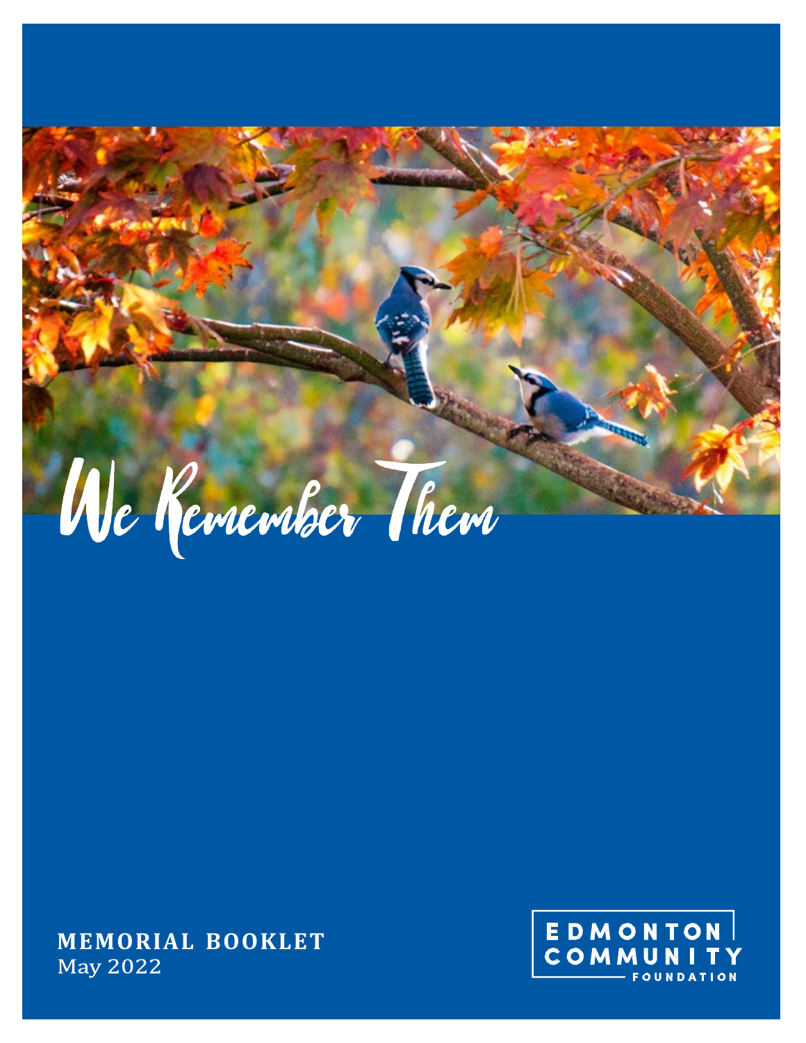# We Remember Them

**MEMORIAL BOOKLET**
May 2022

EDMONTON COMMUNITY FOUNDATION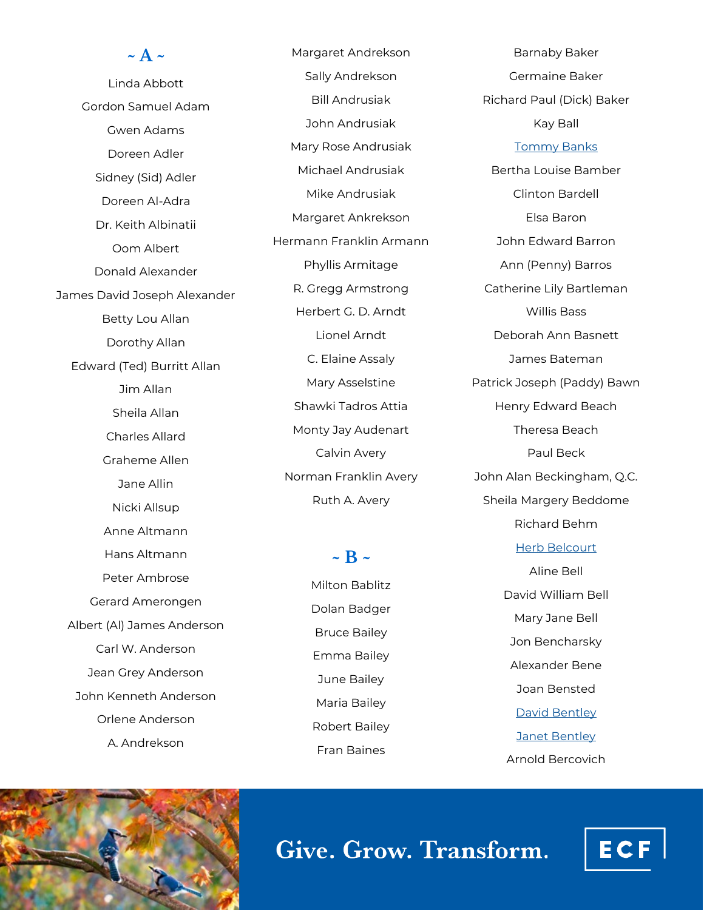## ~ A ~

Linda Abbott

Gordon Samuel Adam

Gwen Adams

Doreen Adler

Sidney (Sid) Adler

Doreen Al-Adra

Dr. Keith Albinatii

Oom Albert

Donald Alexander

James David Joseph Alexander

Betty Lou Allan

Dorothy Allan

Edward (Ted) Burritt Allan

Jim Allan

Sheila Allan

Charles Allard

Graheme Allen

Jane Allin

Nicki Allsup

Anne Altmann

Hans Altmann

Peter Ambrose

Gerard Amerongen

Albert (Al) James Anderson

Carl W. Anderson

Jean Grey Anderson

John Kenneth Anderson

Orlene Anderson

A. Andrekson

Margaret Andrekson

Sally Andrekson

Bill Andrusiak

John Andrusiak

Mary Rose Andrusiak

Michael Andrusiak

Mike Andrusiak

Margaret Ankrekson

Hermann Franklin Armann

Phyllis Armitage

R. Gregg Armstrong

Herbert G. D. Arndt

Lionel Arndt

C. Elaine Assaly

Mary Asselstine

Shawki Tadros Attia

Monty Jay Audenart

Calvin Avery

Norman Franklin Avery

Ruth A. Avery

## ~ B ~

Milton Bablitz

Dolan Badger

Bruce Bailey

Emma Bailey

June Bailey

Maria Bailey

Robert Bailey

Fran Baines

Barnaby Baker

Germaine Baker

Richard Paul (Dick) Baker

Kay Ball

Tommy Banks

Bertha Louise Bamber

Clinton Bardell

Elsa Baron

John Edward Barron

Ann (Penny) Barros

Catherine Lily Bartleman

Willis Bass

Deborah Ann Basnett

James Bateman

Patrick Joseph (Paddy) Bawn

Henry Edward Beach

Theresa Beach

Paul Beck

John Alan Beckingham, Q.C.

Sheila Margery Beddome

Richard Behm

Herb Belcourt

Aline Bell

David William Bell

Mary Jane Bell

Jon Bencharsky

Alexander Bene

Joan Bensted

David Bentley

Janet Bentley

Arnold Bercovich

Give. Grow. Transform.

ECF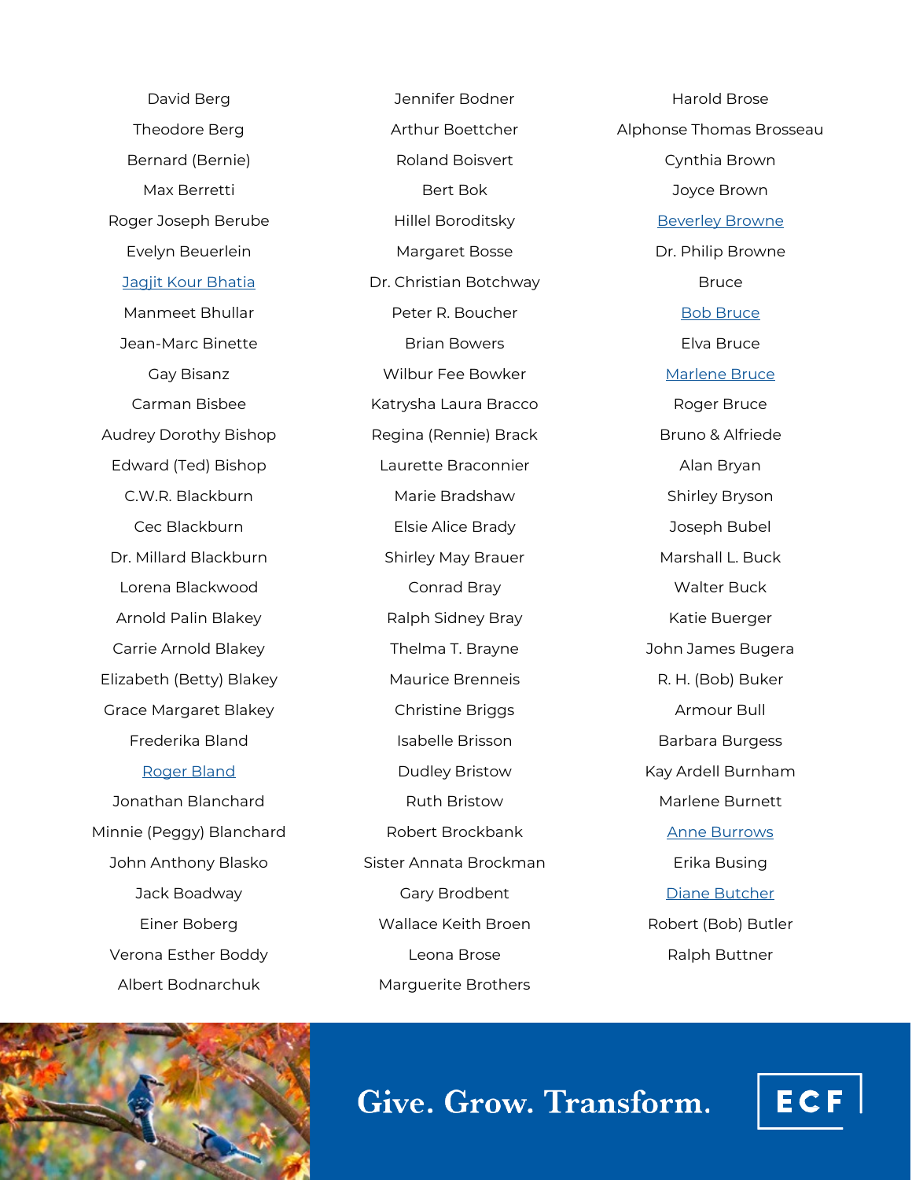David Berg
Theodore Berg
Bernard (Bernie)
Max Berretti
Roger Joseph Berube
Evelyn Beuerlein
Jagjit Kour Bhatia
Manmeet Bhullar
Jean-Marc Binette
Gay Bisanz
Carman Bisbee
Audrey Dorothy Bishop
Edward (Ted) Bishop
C.W.R. Blackburn
Cec Blackburn
Dr. Millard Blackburn
Lorena Blackwood
Arnold Palin Blakey
Carrie Arnold Blakey
Elizabeth (Betty) Blakey
Grace Margaret Blakey
Frederika Bland
Roger Bland
Jonathan Blanchard
Minnie (Peggy) Blanchard
John Anthony Blasko
Jack Boadway
Einer Boberg
Verona Esther Boddy
Albert Bodnarchuk

Jennifer Bodner
Arthur Boettcher
Roland Boisvert
Bert Bok
Hillel Boroditsky
Margaret Bosse
Dr. Christian Botchway
Peter R. Boucher
Brian Bowers
Wilbur Fee Bowker
Katrysha Laura Bracco
Regina (Rennie) Brack
Laurette Braconnier
Marie Bradshaw
Elsie Alice Brady
Shirley May Brauer
Conrad Bray
Ralph Sidney Bray
Thelma T. Brayne
Maurice Brenneis
Christine Briggs
Isabelle Brisson
Dudley Bristow
Ruth Bristow
Robert Brockbank
Sister Annata Brockman
Gary Brodbent
Wallace Keith Broen
Leona Brose
Marguerite Brothers

Harold Brose
Alphonse Thomas Brosseau
Cynthia Brown
Joyce Brown
Beverley Browne
Dr. Philip Browne
Bruce
Bob Bruce
Elva Bruce
Marlene Bruce
Roger Bruce
Bruno & Alfriede
Alan Bryan
Shirley Bryson
Joseph Bubel
Marshall L. Buck
Walter Buck
Katie Buerger
John James Bugera
R. H. (Bob) Buker
Armour Bull
Barbara Burgess
Kay Ardell Burnham
Marlene Burnett
Anne Burrows
Erika Busing
Diane Butcher
Robert (Bob) Butler
Ralph Buttner

Give. Grow. Transform.

ECF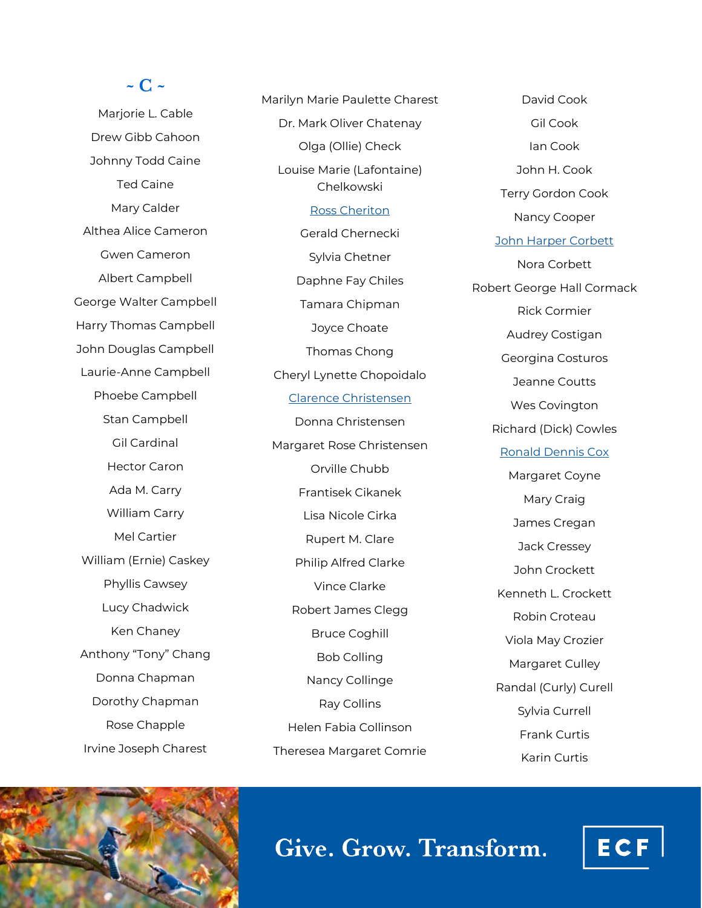## ~ C ~

Marjorie L. Cable

Drew Gibb Cahoon

Johnny Todd Caine

Ted Caine

Mary Calder

Althea Alice Cameron

Gwen Cameron

Albert Campbell

George Walter Campbell

Harry Thomas Campbell

John Douglas Campbell

Laurie-Anne Campbell

Phoebe Campbell

Stan Campbell

Gil Cardinal

Hector Caron

Ada M. Carry

William Carry

Mel Cartier

William (Ernie) Caskey

Phyllis Cawsey

Lucy Chadwick

Ken Chaney

Anthony “Tony” Chang

Donna Chapman

Dorothy Chapman

Rose Chapple

Irvine Joseph Charest

Marilyn Marie Paulette Charest

Dr. Mark Oliver Chatenay

Olga (Ollie) Check

Louise Marie (Lafontaine) Chelkowski

Ross Cheriton

Gerald Chernecki

Sylvia Chetner

Daphne Fay Chiles

Tamara Chipman

Joyce Choate

Thomas Chong

Cheryl Lynette Chopoidalo

Clarence Christensen

Donna Christensen

Margaret Rose Christensen

Orville Chubb

Frantisek Cikanek

Lisa Nicole Cirka

Rupert M. Clare

Philip Alfred Clarke

Vince Clarke

Robert James Clegg

Bruce Coghill

Bob Colling

Nancy Collinge

Ray Collins

Helen Fabia Collinson

Theresea Margaret Comrie

David Cook

Gil Cook

Ian Cook

John H. Cook

Terry Gordon Cook

Nancy Cooper

John Harper Corbett

Nora Corbett

Robert George Hall Cormack

Rick Cormier

Audrey Costigan

Georgina Costuros

Jeanne Coutts

Wes Covington

Richard (Dick) Cowles

Ronald Dennis Cox

Margaret Coyne

Mary Craig

James Cregan

Jack Cressey

John Crockett

Kenneth L. Crockett

Robin Croteau

Viola May Crozier

Margaret Culley

Randal (Curly) Curell

Sylvia Currell

Frank Curtis

Karin Curtis

Give. Grow. Transform.

ECF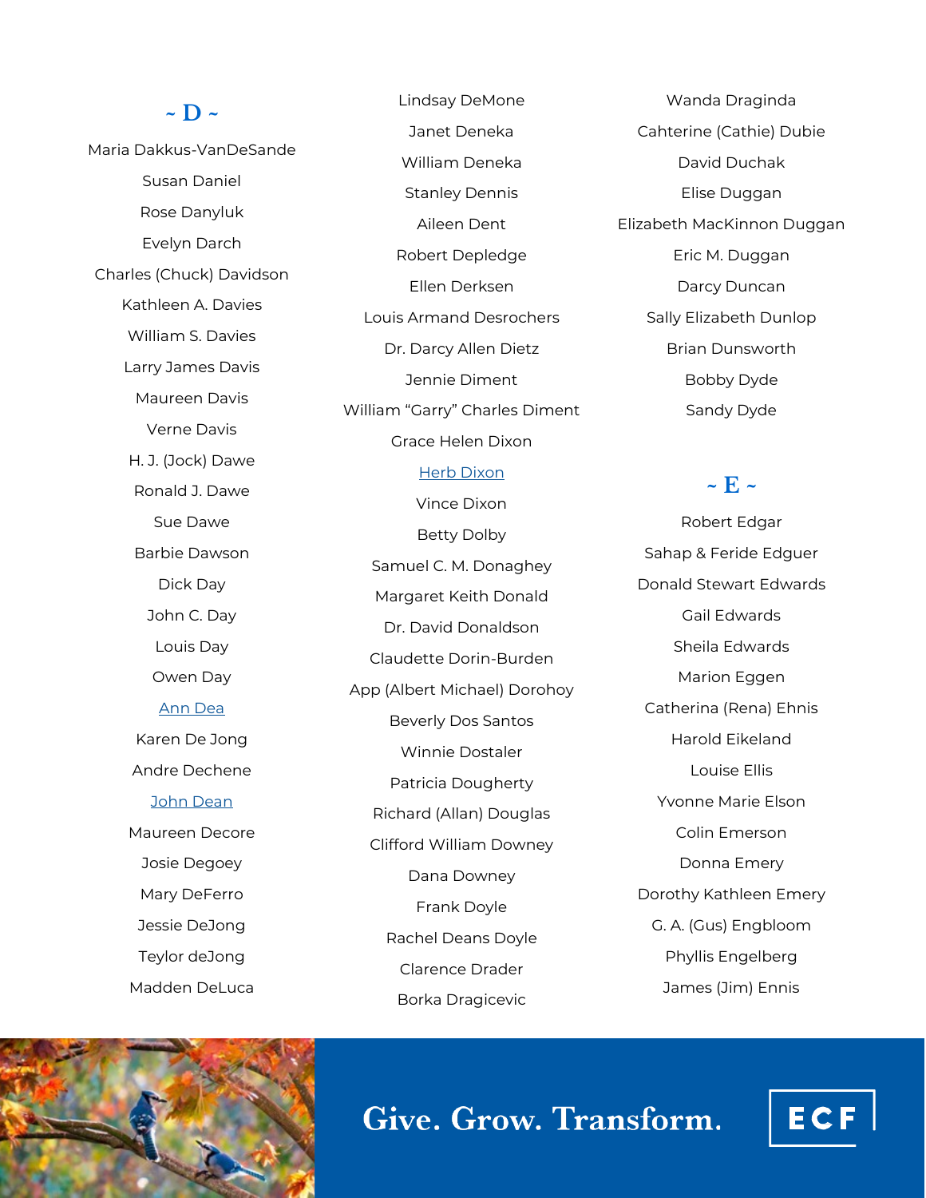## ~ D ~

Maria Dakkus-VanDeSande

Susan Daniel

Rose Danyluk

Evelyn Darch

Charles (Chuck) Davidson

Kathleen A. Davies

William S. Davies

Larry James Davis

Maureen Davis

Verne Davis

H. J. (Jock) Dawe

Ronald J. Dawe

Sue Dawe

Barbie Dawson

Dick Day

John C. Day

Louis Day

Owen Day

Ann Dea

Karen De Jong

Andre Dechene

John Dean

Maureen Decore

Josie Degoey

Mary DeFerro

Jessie DeJong

Teylor deJong

Madden DeLuca

Lindsay DeMone

Janet Deneka

William Deneka

Stanley Dennis

Aileen Dent

Robert Depledge

Ellen Derksen

Louis Armand Desrochers

Dr. Darcy Allen Dietz

Jennie Diment

William "Garry" Charles Diment

Grace Helen Dixon

Herb Dixon

Vince Dixon

Betty Dolby

Samuel C. M. Donaghey

Margaret Keith Donald

Dr. David Donaldson

Claudette Dorin-Burden

App (Albert Michael) Dorohoy

Beverly Dos Santos

Winnie Dostaler

Patricia Dougherty

Richard (Allan) Douglas

Clifford William Downey

Dana Downey

Frank Doyle

Rachel Deans Doyle

Clarence Drader

Borka Dragicevic

Wanda Draginda

Cahterine (Cathie) Dubie

David Duchak

Elise Duggan

Elizabeth MacKinnon Duggan

Eric M. Duggan

Darcy Duncan

Sally Elizabeth Dunlop

Brian Dunsworth

Bobby Dyde

Sandy Dyde

## ~ E ~

Robert Edgar

Sahap & Feride Edguer

Donald Stewart Edwards

Gail Edwards

Sheila Edwards

Marion Eggen

Catherina (Rena) Ehnis

Harold Eikeland

Louise Ellis

Yvonne Marie Elson

Colin Emerson

Donna Emery

Dorothy Kathleen Emery

G. A. (Gus) Engbloom

Phyllis Engelberg

James (Jim) Ennis

Give. Grow. Transform.

ECF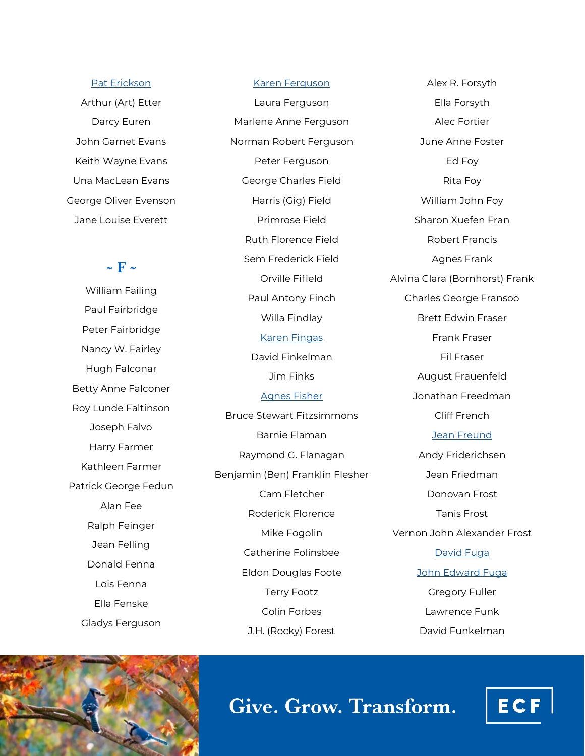[Pat Erickson]

Arthur (Art) Etter

Darcy Euren

John Garnet Evans

Keith Wayne Evans

Una MacLean Evans

George Oliver Evenson

Jane Louise Everett

## ~ F ~

William Failing

Paul Fairbridge

Peter Fairbridge

Nancy W. Fairley

Hugh Falconar

Betty Anne Falconer

Roy Lunde Faltinson

Joseph Falvo

Harry Farmer

Kathleen Farmer

Patrick George Fedun

Alan Fee

Ralph Feinger

Jean Felling

Donald Fenna

Lois Fenna

Ella Fenske

Gladys Ferguson

[Karen Ferguson]

Laura Ferguson

Marlene Anne Ferguson

Norman Robert Ferguson

Peter Ferguson

George Charles Field

Harris (Gig) Field

Primrose Field

Ruth Florence Field

Sem Frederick Field

Orville Fifield

Paul Antony Finch

Willa Findlay

[Karen Fingas]

David Finkelman

Jim Finks

[Agnes Fisher]

Bruce Stewart Fitzsimmons

Barnie Flaman

Raymond G. Flanagan

Benjamin (Ben) Franklin Flesher

Cam Fletcher

Roderick Florence

Mike Fogolin

Catherine Folinsbee

Eldon Douglas Foote

Terry Footz

Colin Forbes

J.H. (Rocky) Forest

Alex R. Forsyth

Ella Forsyth

Alec Fortier

June Anne Foster

Ed Foy

Rita Foy

William John Foy

Sharon Xuefen Fran

Robert Francis

Agnes Frank

Alvina Clara (Bornhorst) Frank

Charles George Fransoo

Brett Edwin Fraser

Frank Fraser

Fil Fraser

August Frauenfeld

Jonathan Freedman

Cliff French

[Jean Freund]

Andy Friderichsen

Jean Friedman

Donovan Frost

Tanis Frost

Vernon John Alexander Frost

[David Fuga]

[John Edward Fuga]

Gregory Fuller

Lawrence Funk

David Funkelman

Give. Grow. Transform.

ECF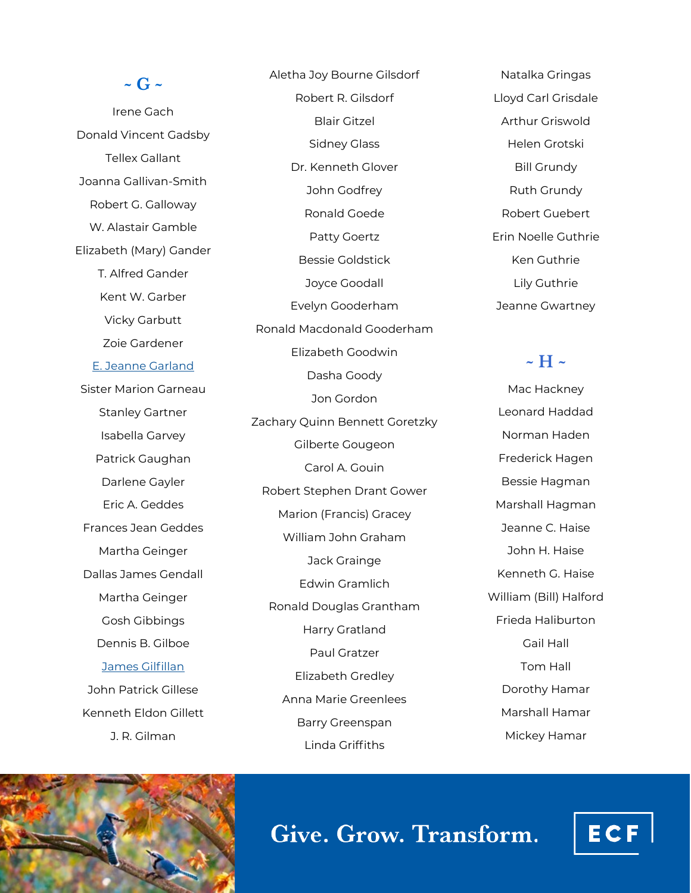## ~ G ~

Irene Gach

Donald Vincent Gadsby

Tellex Gallant

Joanna Gallivan-Smith

Robert G. Galloway

W. Alastair Gamble

Elizabeth (Mary) Gander

T. Alfred Gander

Kent W. Garber

Vicky Garbutt

Zoie Gardener

E. Jeanne Garland

Sister Marion Garneau

Stanley Gartner

Isabella Garvey

Patrick Gaughan

Darlene Gayler

Eric A. Geddes

Frances Jean Geddes

Martha Geinger

Dallas James Gendall

Martha Geinger

Gosh Gibbings

Dennis B. Gilboe

James Gilfillan

John Patrick Gillese

Kenneth Eldon Gillett

J. R. Gilman

Aletha Joy Bourne Gilsdorf

Robert R. Gilsdorf

Blair Gitzel

Sidney Glass

Dr. Kenneth Glover

John Godfrey

Ronald Goede

Patty Goertz

Bessie Goldstick

Joyce Goodall

Evelyn Gooderham

Ronald Macdonald Gooderham

Elizabeth Goodwin

Dasha Goody

Jon Gordon

Zachary Quinn Bennett Goretzky

Gilberte Gougeon

Carol A. Gouin

Robert Stephen Drant Gower

Marion (Francis) Gracey

William John Graham

Jack Grainge

Edwin Gramlich

Ronald Douglas Grantham

Harry Gratland

Paul Gratzer

Elizabeth Gredley

Anna Marie Greenlees

Barry Greenspan

Linda Griffiths

Natalka Gringas

Lloyd Carl Grisdale

Arthur Griswold

Helen Grotski

Bill Grundy

Ruth Grundy

Robert Guebert

Erin Noelle Guthrie

Ken Guthrie

Lily Guthrie

Jeanne Gwartney

## ~ H ~

Mac Hackney

Leonard Haddad

Norman Haden

Frederick Hagen

Bessie Hagman

Marshall Hagman

Jeanne C. Haise

John H. Haise

Kenneth G. Haise

William (Bill) Halford

Frieda Haliburton

Gail Hall

Tom Hall

Dorothy Hamar

Marshall Hamar

Mickey Hamar

Give. Grow. Transform.

ECF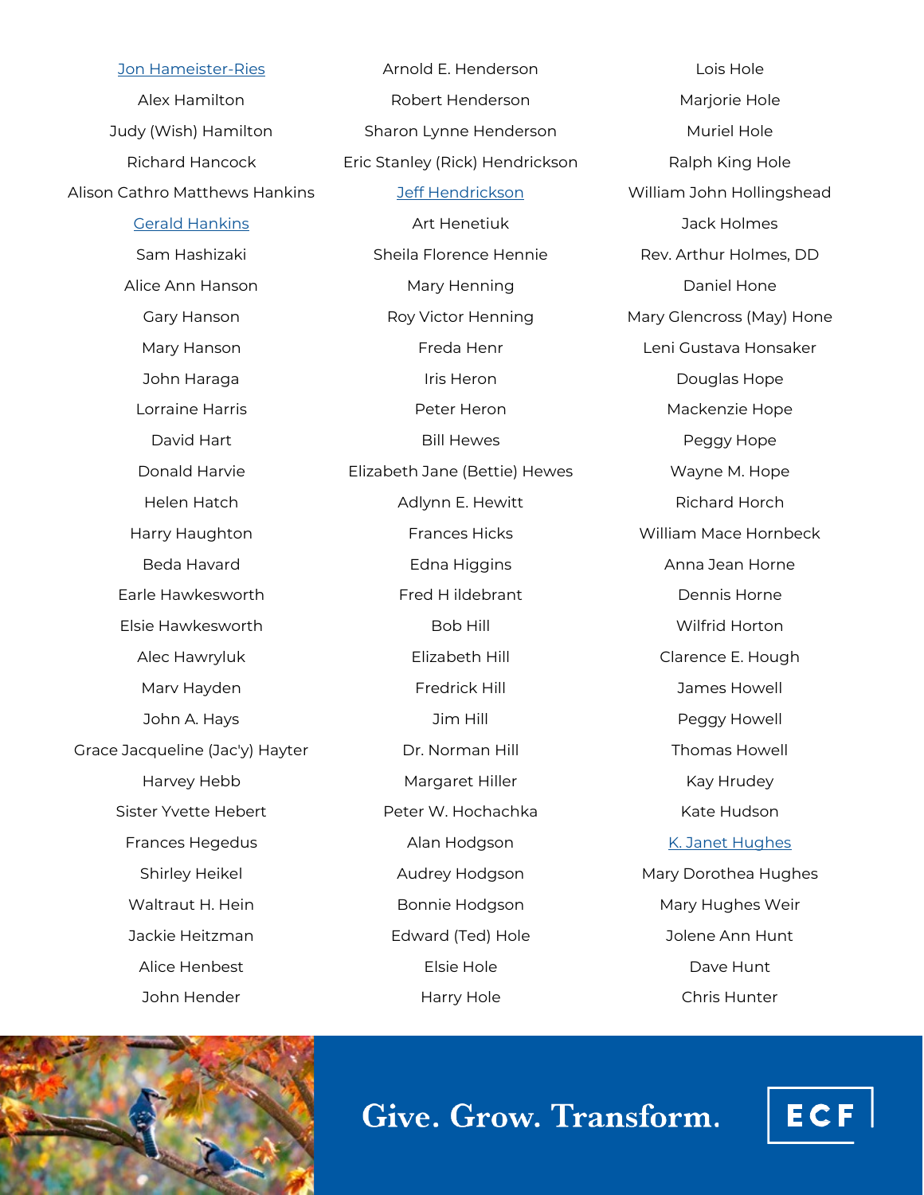Jon Hameister-Ries
Alex Hamilton
Judy (Wish) Hamilton
Richard Hancock
Alison Cathro Matthews Hankins
Gerald Hankins
Sam Hashizaki
Alice Ann Hanson
Gary Hanson
Mary Hanson
John Haraga
Lorraine Harris
David Hart
Donald Harvie
Helen Hatch
Harry Haughton
Beda Havard
Earle Hawkesworth
Elsie Hawkesworth
Alec Hawryluk
Marv Hayden
John A. Hays
Grace Jacqueline (Jac'y) Hayter
Harvey Hebb
Sister Yvette Hebert
Frances Hegedus
Shirley Heikel
Waltraut H. Hein
Jackie Heitzman
Alice Henbest
John Hender

Arnold E. Henderson
Robert Henderson
Sharon Lynne Henderson
Eric Stanley (Rick) Hendrickson
Jeff Hendrickson
Art Henetiuk
Sheila Florence Hennie
Mary Henning
Roy Victor Henning
Freda Henr
Iris Heron
Peter Heron
Bill Hewes
Elizabeth Jane (Bettie) Hewes
Adlynn E. Hewitt
Frances Hicks
Edna Higgins
Fred H ildebrant
Bob Hill
Elizabeth Hill
Fredrick Hill
Jim Hill
Dr. Norman Hill
Margaret Hiller
Peter W. Hochachka
Alan Hodgson
Audrey Hodgson
Bonnie Hodgson
Edward (Ted) Hole
Elsie Hole
Harry Hole

Lois Hole
Marjorie Hole
Muriel Hole
Ralph King Hole
William John Hollingshead
Jack Holmes
Rev. Arthur Holmes, DD
Daniel Hone
Mary Glencross (May) Hone
Leni Gustava Honsaker
Douglas Hope
Mackenzie Hope
Peggy Hope
Wayne M. Hope
Richard Horch
William Mace Hornbeck
Anna Jean Horne
Dennis Horne
Wilfrid Horton
Clarence E. Hough
James Howell
Peggy Howell
Thomas Howell
Kay Hrudey
Kate Hudson
K. Janet Hughes
Mary Dorothea Hughes
Mary Hughes Weir
Jolene Ann Hunt
Dave Hunt
Chris Hunter

Give. Grow. Transform.

ECF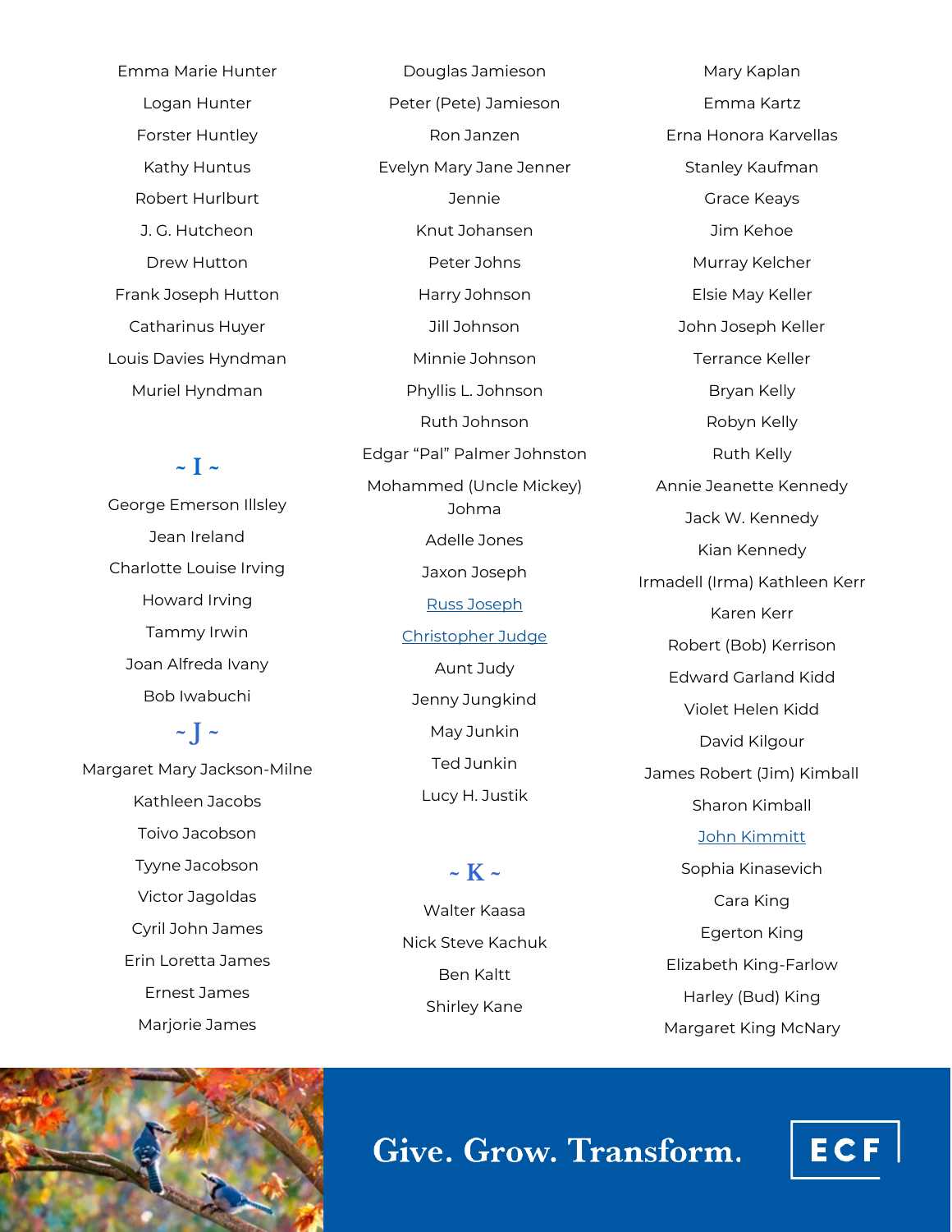Emma Marie Hunter

Logan Hunter

Forster Huntley

Kathy Huntus

Robert Hurlburt

J. G. Hutcheon

Drew Hutton

Frank Joseph Hutton

Catharinus Huyer

Louis Davies Hyndman

Muriel Hyndman

## ~ I ~

George Emerson Illsley

Jean Ireland

Charlotte Louise Irving

Howard Irving

Tammy Irwin

Joan Alfreda Ivany

Bob Iwabuchi

## ~ J ~

Margaret Mary Jackson-Milne

Kathleen Jacobs

Toivo Jacobson

Tyyne Jacobson

Victor Jagoldas

Cyril John James

Erin Loretta James

Ernest James

Marjorie James

Douglas Jamieson

Peter (Pete) Jamieson

Ron Janzen

Evelyn Mary Jane Jenner

Jennie

Knut Johansen

Peter Johns

Harry Johnson

Jill Johnson

Minnie Johnson

Phyllis L. Johnson

Ruth Johnson

Edgar "Pal" Palmer Johnston

Mohammed (Uncle Mickey) Johma

Adelle Jones

Jaxon Joseph

Russ Joseph

Christopher Judge

Aunt Judy

Jenny Jungkind

May Junkin

Ted Junkin

Lucy H. Justik

## ~ K ~

Walter Kaasa

Nick Steve Kachuk

Ben Kaltt

Shirley Kane

Mary Kaplan

Emma Kartz

Erna Honora Karvellas

Stanley Kaufman

Grace Keays

Jim Kehoe

Murray Kelcher

Elsie May Keller

John Joseph Keller

Terrance Keller

Bryan Kelly

Robyn Kelly

Ruth Kelly

Annie Jeanette Kennedy

Jack W. Kennedy

Kian Kennedy

Irmadell (Irma) Kathleen Kerr

Karen Kerr

Robert (Bob) Kerrison

Edward Garland Kidd

Violet Helen Kidd

David Kilgour

James Robert (Jim) Kimball

Sharon Kimball

John Kimmitt

Sophia Kinasevich

Cara King

Egerton King

Elizabeth King-Farlow

Harley (Bud) King

Margaret King McNary

Give. Grow. Transform.

ECF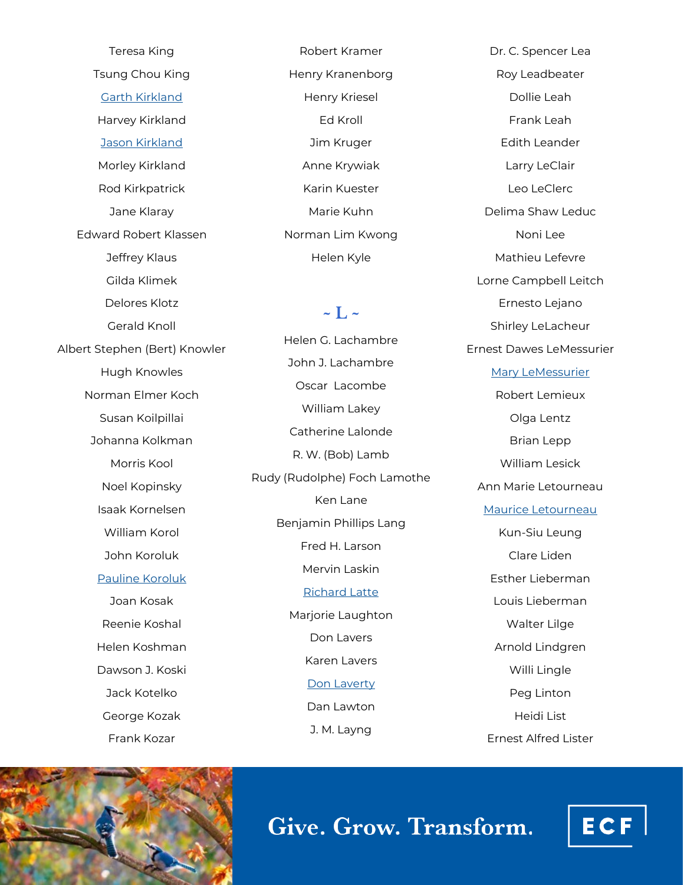Teresa King

Tsung Chou King

Garth Kirkland

Harvey Kirkland

Jason Kirkland

Morley Kirkland

Rod Kirkpatrick

Jane Klaray

Edward Robert Klassen

Jeffrey Klaus

Gilda Klimek

Delores Klotz

Gerald Knoll

Albert Stephen (Bert) Knowler

Hugh Knowles

Norman Elmer Koch

Susan Koilpillai

Johanna Kolkman

Morris Kool

Noel Kopinsky

Isaak Kornelsen

William Korol

John Koroluk

Pauline Koroluk

Joan Kosak

Reenie Koshal

Helen Koshman

Dawson J. Koski

Jack Kotelko

George Kozak

Frank Kozar

Robert Kramer

Henry Kranenborg

Henry Kriesel

Ed Kroll

Jim Kruger

Anne Krywiak

Karin Kuester

Marie Kuhn

Norman Lim Kwong

Helen Kyle

## ~ L ~

Helen G. Lachambre

John J. Lachambre

Oscar Lacombe

William Lakey

Catherine Lalonde

R. W. (Bob) Lamb

Rudy (Rudolphe) Foch Lamothe

Ken Lane

Benjamin Phillips Lang

Fred H. Larson

Mervin Laskin

Richard Latte

Marjorie Laughton

Don Lavers

Karen Lavers

Don Laverty

Dan Lawton

J. M. Layng

Dr. C. Spencer Lea

Roy Leadbeater

Dollie Leah

Frank Leah

Edith Leander

Larry LeClair

Leo LeClerc

Delima Shaw Leduc

Noni Lee

Mathieu Lefevre

Lorne Campbell Leitch

Ernesto Lejano

Shirley LeLacheur

Ernest Dawes LeMessurier

Mary LeMessurier

Robert Lemieux

Olga Lentz

Brian Lepp

William Lesick

Ann Marie Letourneau

Maurice Letourneau

Kun-Siu Leung

Clare Liden

Esther Lieberman

Louis Lieberman

Walter Lilge

Arnold Lindgren

Willi Lingle

Peg Linton

Heidi List

Ernest Alfred Lister

Give. Grow. Transform.

ECF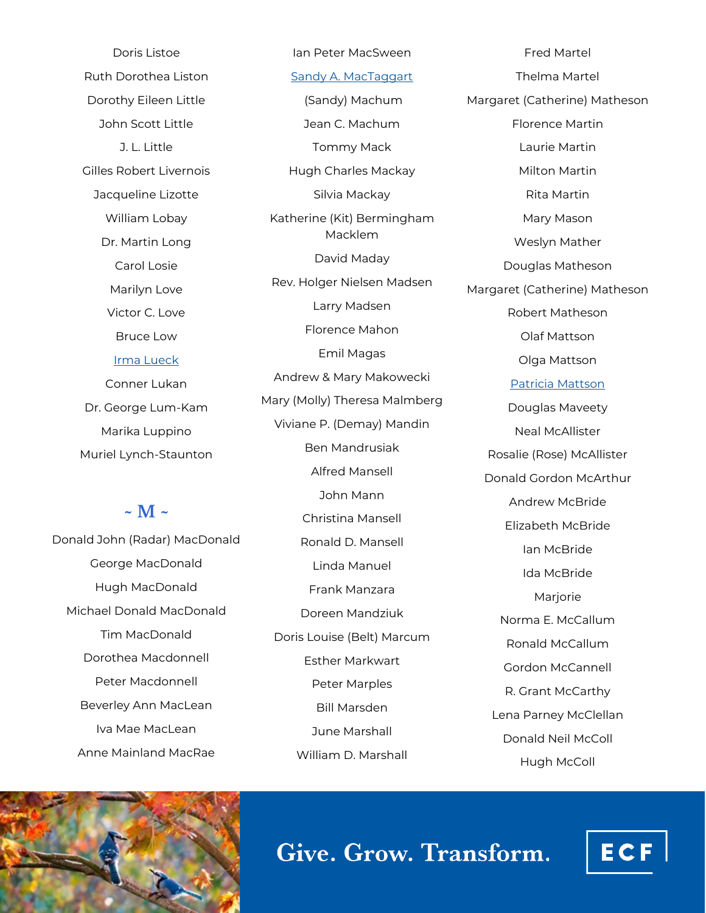Doris Listoe

Ruth Dorothea Liston

Dorothy Eileen Little

John Scott Little

J. L. Little

Gilles Robert Livernois

Jacqueline Lizotte

William Lobay

Dr. Martin Long

Carol Losie

Marilyn Love

Victor C. Love

Bruce Low

Irma Lueck

Conner Lukan

Dr. George Lum-Kam

Marika Luppino

Muriel Lynch-Staunton

## ~ M ~

Donald John (Radar) MacDonald

George MacDonald

Hugh MacDonald

Michael Donald MacDonald

Tim MacDonald

Dorothea Macdonnell

Peter Macdonnell

Beverley Ann MacLean

Iva Mae MacLean

Anne Mainland MacRae

Ian Peter MacSween

Sandy A. MacTaggart

(Sandy) Machum

Jean C. Machum

Tommy Mack

Hugh Charles Mackay

Silvia Mackay

Katherine (Kit) Bermingham Macklem

David Maday

Rev. Holger Nielsen Madsen

Larry Madsen

Florence Mahon

Emil Magas

Andrew & Mary Makowecki

Mary (Molly) Theresa Malmberg

Viviane P. (Demay) Mandin

Ben Mandrusiak

Alfred Mansell

John Mann

Christina Mansell

Ronald D. Mansell

Linda Manuel

Frank Manzara

Doreen Mandziuk

Doris Louise (Belt) Marcum

Esther Markwart

Peter Marples

Bill Marsden

June Marshall

William D. Marshall

Fred Martel

Thelma Martel

Margaret (Catherine) Matheson

Florence Martin

Laurie Martin

Milton Martin

Rita Martin

Mary Mason

Weslyn Mather

Douglas Matheson

Margaret (Catherine) Matheson

Robert Matheson

Olaf Mattson

Olga Mattson

Patricia Mattson

Douglas Maveety

Neal McAllister

Rosalie (Rose) McAllister

Donald Gordon McArthur

Andrew McBride

Elizabeth McBride

Ian McBride

Ida McBride

Marjorie

Norma E. McCallum

Ronald McCallum

Gordon McCannell

R. Grant McCarthy

Lena Parney McClellan

Donald Neil McColl

Hugh McColl

Give. Grow. Transform.

ECF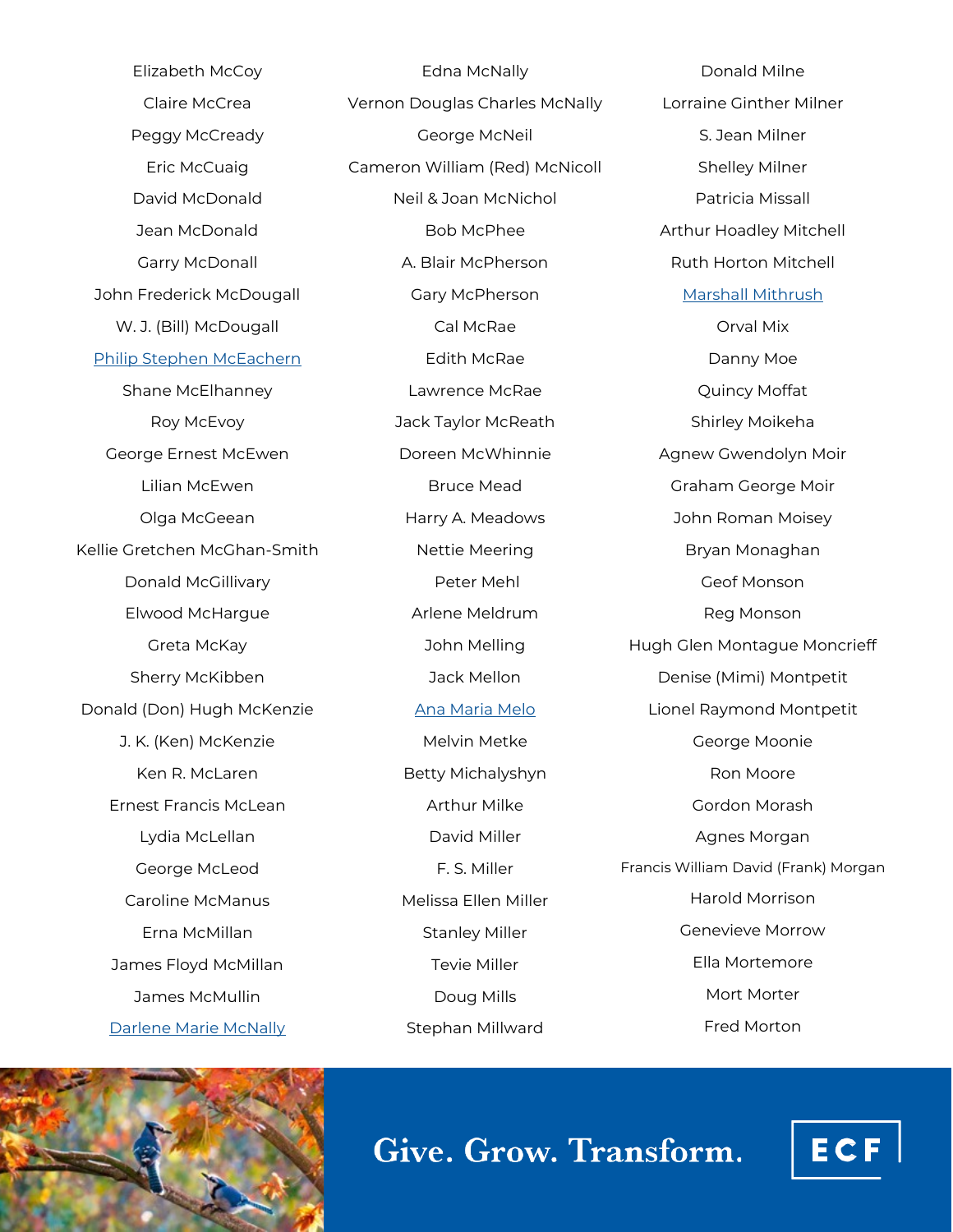Elizabeth McCoy

Claire McCrea

Peggy McCready

Eric McCuaig

David McDonald

Jean McDonald

Garry McDonall

John Frederick McDougall

W. J. (Bill) McDougall

Philip Stephen McEachern

Shane McElhanney

Roy McEvoy

George Ernest McEwen

Lilian McEwen

Olga McGeean

Kellie Gretchen McGhan-Smith

Donald McGillivary

Elwood McHargue

Greta McKay

Sherry McKibben

Donald (Don) Hugh McKenzie

J. K. (Ken) McKenzie

Ken R. McLaren

Ernest Francis McLean

Lydia McLellan

George McLeod

Caroline McManus

Erna McMillan

James Floyd McMillan

James McMullin

Darlene Marie McNally

Edna McNally

Vernon Douglas Charles McNally

George McNeil

Cameron William (Red) McNicoll

Neil & Joan McNichol

Bob McPhee

A. Blair McPherson

Gary McPherson

Cal McRae

Edith McRae

Lawrence McRae

Jack Taylor McReath

Doreen McWhinnie

Bruce Mead

Harry A. Meadows

Nettie Meering

Peter Mehl

Arlene Meldrum

John Melling

Jack Mellon

Ana Maria Melo

Melvin Metke

Betty Michalyshyn

Arthur Milke

David Miller

F. S. Miller

Melissa Ellen Miller

Stanley Miller

Tevie Miller

Doug Mills

Stephan Millward

Donald Milne

Lorraine Ginther Milner

S. Jean Milner

Shelley Milner

Patricia Missall

Arthur Hoadley Mitchell

Ruth Horton Mitchell

Marshall Mithrush

Orval Mix

Danny Moe

Quincy Moffat

Shirley Moikeha

Agnew Gwendolyn Moir

Graham George Moir

John Roman Moisey

Bryan Monaghan

Geof Monson

Reg Monson

Hugh Glen Montague Moncrieff

Denise (Mimi) Montpetit

Lionel Raymond Montpetit

George Moonie

Ron Moore

Gordon Morash

Agnes Morgan

Francis William David (Frank) Morgan

Harold Morrison

Genevieve Morrow

Ella Mortemore

Mort Morter

Fred Morton

Give. Grow. Transform.

ECF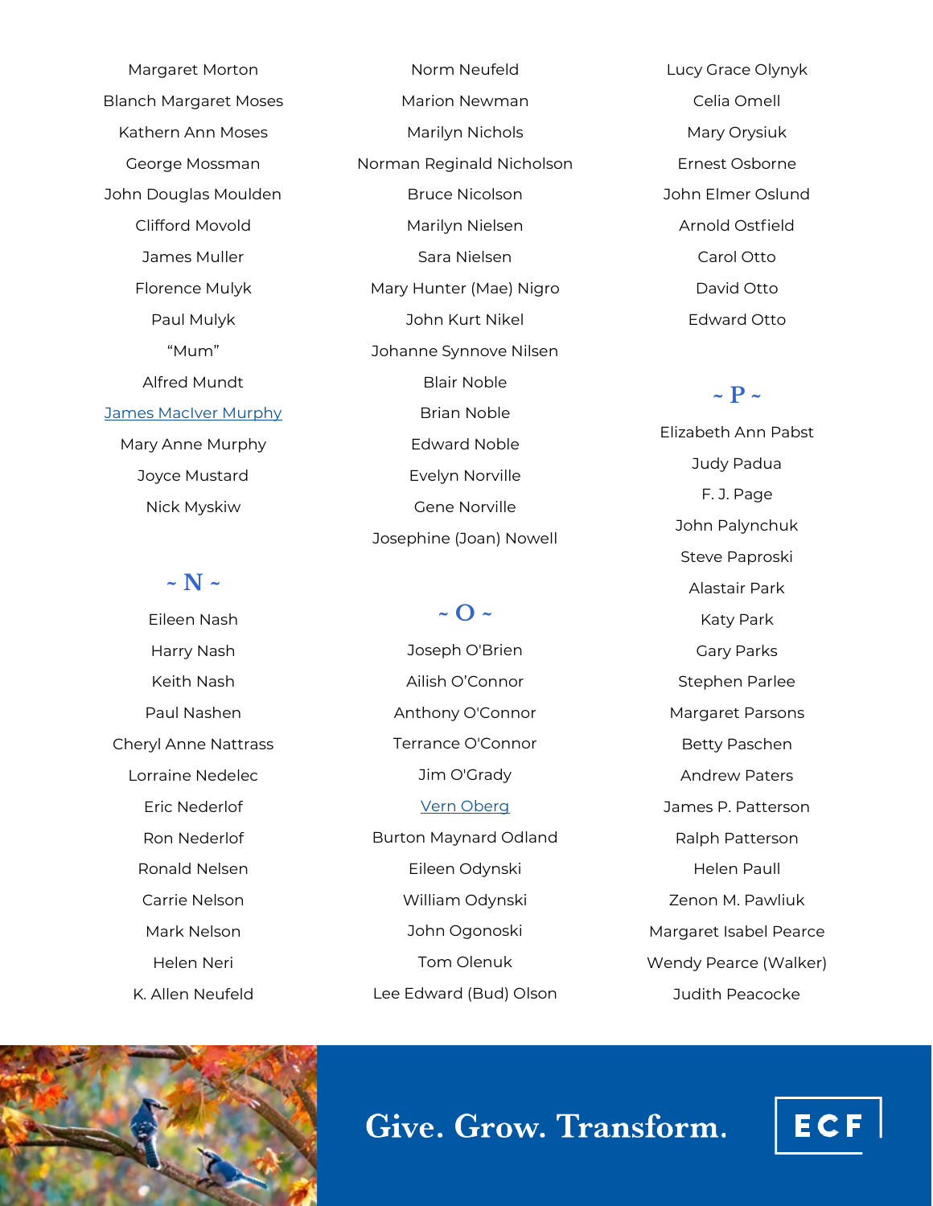Margaret Morton

Blanch Margaret Moses

Kathern Ann Moses

George Mossman

John Douglas Moulden

Clifford Movold

James Muller

Florence Mulyk

Paul Mulyk

“Mum”

Alfred Mundt

James MacIver Murphy

Mary Anne Murphy

Joyce Mustard

Nick Myskiw

## ~ N ~

Eileen Nash

Harry Nash

Keith Nash

Paul Nashen

Cheryl Anne Nattrass

Lorraine Nedelec

Eric Nederlof

Ron Nederlof

Ronald Nelsen

Carrie Nelson

Mark Nelson

Helen Neri

K. Allen Neufeld

Norm Neufeld

Marion Newman

Marilyn Nichols

Norman Reginald Nicholson

Bruce Nicolson

Marilyn Nielsen

Sara Nielsen

Mary Hunter (Mae) Nigro

John Kurt Nikel

Johanne Synnove Nilsen

Blair Noble

Brian Noble

Edward Noble

Evelyn Norville

Gene Norville

Josephine (Joan) Nowell

## ~ O ~

Joseph O'Brien

Ailish O’Connor

Anthony O'Connor

Terrance O'Connor

Jim O'Grady

Vern Oberg

Burton Maynard Odland

Eileen Odynski

William Odynski

John Ogonoski

Tom Olenuk

Lee Edward (Bud) Olson

Lucy Grace Olynyk

Celia Omell

Mary Orysiuk

Ernest Osborne

John Elmer Oslund

Arnold Ostfield

Carol Otto

David Otto

Edward Otto

## ~ P ~

Elizabeth Ann Pabst

Judy Padua

F. J. Page

John Palynchuk

Steve Paproski

Alastair Park

Katy Park

Gary Parks

Stephen Parlee

Margaret Parsons

Betty Paschen

Andrew Paters

James P. Patterson

Ralph Patterson

Helen Paull

Zenon M. Pawliuk

Margaret Isabel Pearce

Wendy Pearce (Walker)

Judith Peacocke

Give. Grow. Transform.

ECF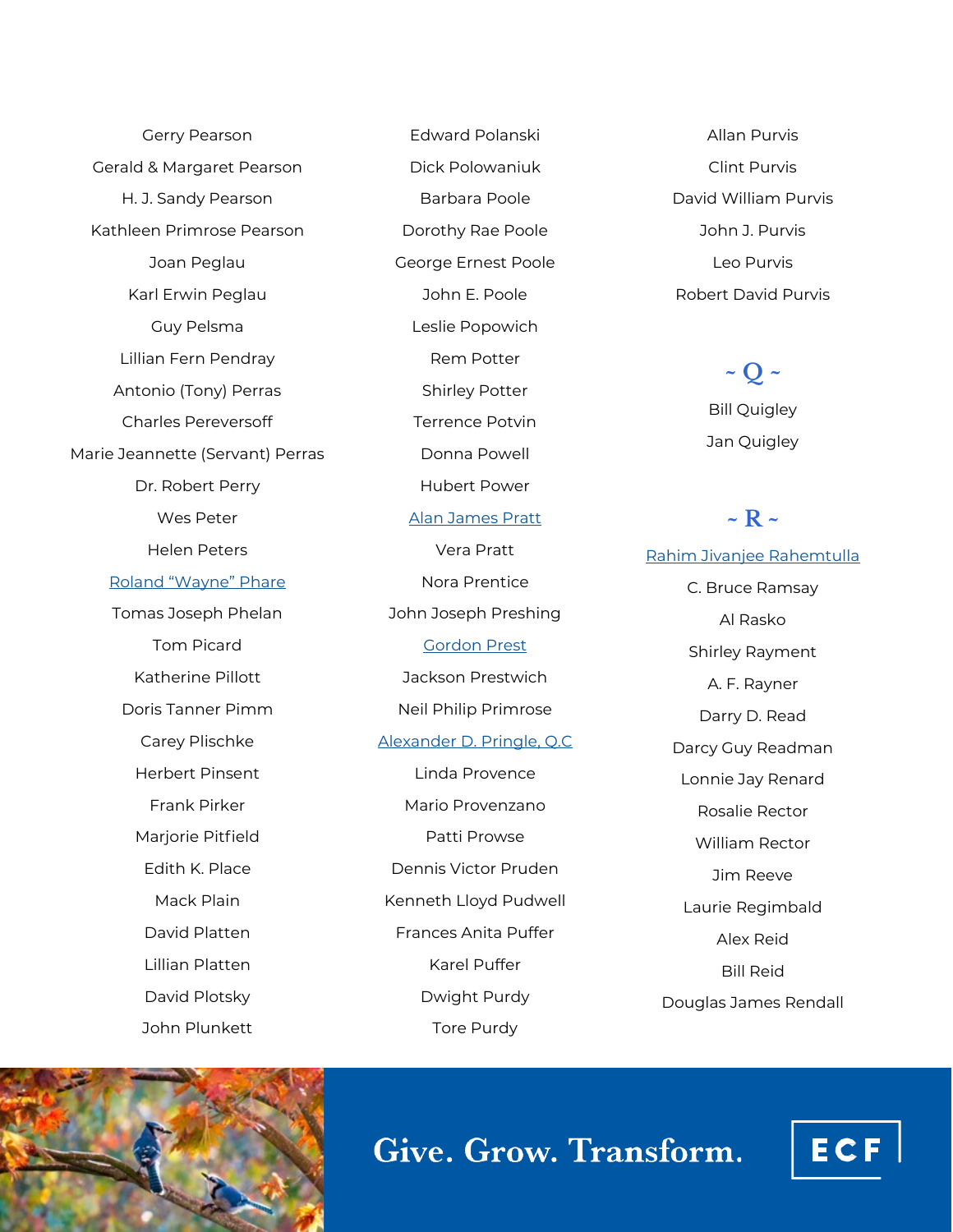Gerry Pearson

Gerald & Margaret Pearson

H. J. Sandy Pearson

Kathleen Primrose Pearson

Joan Peglau

Karl Erwin Peglau

Guy Pelsma

Lillian Fern Pendray

Antonio (Tony) Perras

Charles Pereversoff

Marie Jeannette (Servant) Perras

Dr. Robert Perry

Wes Peter

Helen Peters

Roland "Wayne" Phare

Tomas Joseph Phelan

Tom Picard

Katherine Pillott

Doris Tanner Pimm

Carey Plischke

Herbert Pinsent

Frank Pirker

Marjorie Pitfield

Edith K. Place

Mack Plain

David Platten

Lillian Platten

David Plotsky

John Plunkett

Edward Polanski

Dick Polowaniuk

Barbara Poole

Dorothy Rae Poole

George Ernest Poole

John E. Poole

Leslie Popowich

Rem Potter

Shirley Potter

Terrence Potvin

Donna Powell

Hubert Power

Alan James Pratt

Vera Pratt

Nora Prentice

John Joseph Preshing

Gordon Prest

Jackson Prestwich

Neil Philip Primrose

Alexander D. Pringle, Q.C

Linda Provence

Mario Provenzano

Patti Prowse

Dennis Victor Pruden

Kenneth Lloyd Pudwell

Frances Anita Puffer

Karel Puffer

Dwight Purdy

Tore Purdy

Allan Purvis

Clint Purvis

David William Purvis

John J. Purvis

Leo Purvis

Robert David Purvis

## ~ Q ~

Bill Quigley

Jan Quigley

## ~ R ~

Rahim Jivanjee Rahemtulla

C. Bruce Ramsay

Al Rasko

Shirley Rayment

A. F. Rayner

Darry D. Read

Darcy Guy Readman

Lonnie Jay Renard

Rosalie Rector

William Rector

Jim Reeve

Laurie Regimbald

Alex Reid

Bill Reid

Douglas James Rendall

Give. Grow. Transform.

ECF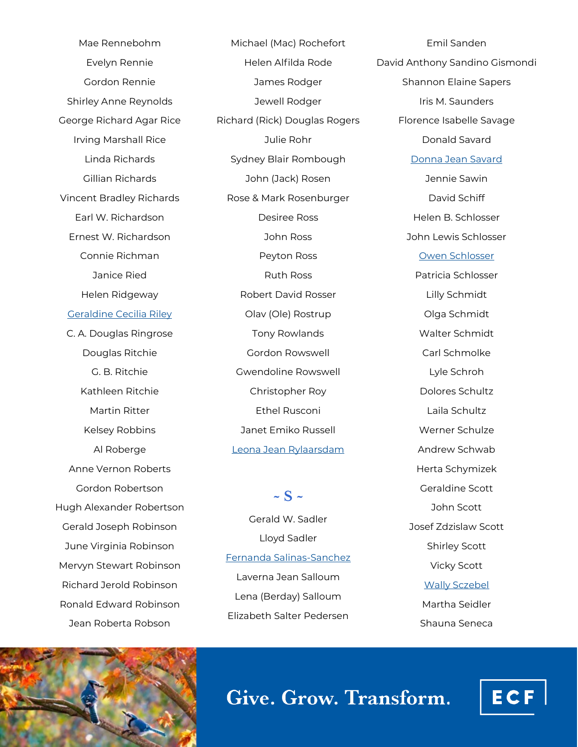Mae Rennebohm

Evelyn Rennie

Gordon Rennie

Shirley Anne Reynolds

George Richard Agar Rice

Irving Marshall Rice

Linda Richards

Gillian Richards

Vincent Bradley Richards

Earl W. Richardson

Ernest W. Richardson

Connie Richman

Janice Ried

Helen Ridgeway

Geraldine Cecilia Riley

C. A. Douglas Ringrose

Douglas Ritchie

G. B. Ritchie

Kathleen Ritchie

Martin Ritter

Kelsey Robbins

Al Roberge

Anne Vernon Roberts

Gordon Robertson

Hugh Alexander Robertson

Gerald Joseph Robinson

June Virginia Robinson

Mervyn Stewart Robinson

Richard Jerold Robinson

Ronald Edward Robinson

Jean Roberta Robson

Michael (Mac) Rochefort

Helen Alfilda Rode

James Rodger

Jewell Rodger

Richard (Rick) Douglas Rogers

Julie Rohr

Sydney Blair Rombough

John (Jack) Rosen

Rose & Mark Rosenburger

Desiree Ross

John Ross

Peyton Ross

Ruth Ross

Robert David Rosser

Olav (Ole) Rostrup

Tony Rowlands

Gordon Rowswell

Gwendoline Rowswell

Christopher Roy

Ethel Rusconi

Janet Emiko Russell

Leona Jean Rylaarsdam

## ~ S ~

Gerald W. Sadler

Lloyd Sadler

Fernanda Salinas-Sanchez

Laverna Jean Salloum

Lena (Berday) Salloum

Elizabeth Salter Pedersen

Emil Sanden

David Anthony Sandino Gismondi

Shannon Elaine Sapers

Iris M. Saunders

Florence Isabelle Savage

Donald Savard

Donna Jean Savard

Jennie Sawin

David Schiff

Helen B. Schlosser

John Lewis Schlosser

Owen Schlosser

Patricia Schlosser

Lilly Schmidt

Olga Schmidt

Walter Schmidt

Carl Schmolke

Lyle Schroh

Dolores Schultz

Laila Schultz

Werner Schulze

Andrew Schwab

Herta Schymizek

Geraldine Scott

John Scott

Josef Zdzislaw Scott

Shirley Scott

Vicky Scott

Wally Sczebel

Martha Seidler

Shauna Seneca

Give. Grow. Transform.

ECF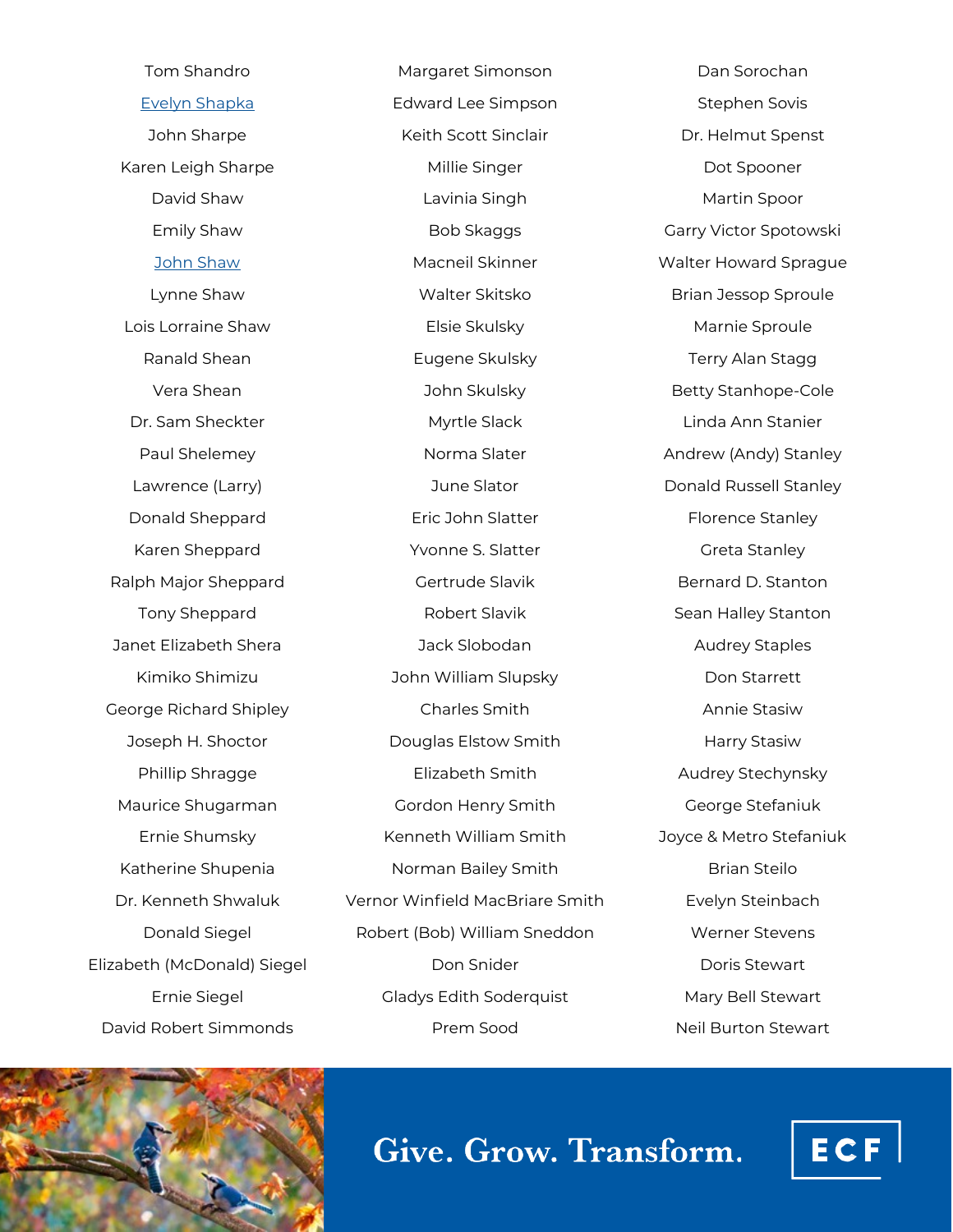Tom Shandro

Evelyn Shapka

John Sharpe

Karen Leigh Sharpe

David Shaw

Emily Shaw

John Shaw

Lynne Shaw

Lois Lorraine Shaw

Ranald Shean

Vera Shean

Dr. Sam Sheckter

Paul Shelemey

Lawrence (Larry)

Donald Sheppard

Karen Sheppard

Ralph Major Sheppard

Tony Sheppard

Janet Elizabeth Shera

Kimiko Shimizu

George Richard Shipley

Joseph H. Shoctor

Phillip Shragge

Maurice Shugarman

Ernie Shumsky

Katherine Shupenia

Dr. Kenneth Shwaluk

Donald Siegel

Elizabeth (McDonald) Siegel

Ernie Siegel

David Robert Simmonds

Margaret Simonson

Edward Lee Simpson

Keith Scott Sinclair

Millie Singer

Lavinia Singh

Bob Skaggs

Macneil Skinner

Walter Skitsko

Elsie Skulsky

Eugene Skulsky

John Skulsky

Myrtle Slack

Norma Slater

June Slator

Eric John Slatter

Yvonne S. Slatter

Gertrude Slavik

Robert Slavik

Jack Slobodan

John William Slupsky

Charles Smith

Douglas Elstow Smith

Elizabeth Smith

Gordon Henry Smith

Kenneth William Smith

Norman Bailey Smith

Vernor Winfield MacBriare Smith

Robert (Bob) William Sneddon

Don Snider

Gladys Edith Soderquist

Prem Sood

Dan Sorochan

Stephen Sovis

Dr. Helmut Spenst

Dot Spooner

Martin Spoor

Garry Victor Spotowski

Walter Howard Sprague

Brian Jessop Sproule

Marnie Sproule

Terry Alan Stagg

Betty Stanhope-Cole

Linda Ann Stanier

Andrew (Andy) Stanley

Donald Russell Stanley

Florence Stanley

Greta Stanley

Bernard D. Stanton

Sean Halley Stanton

Audrey Staples

Don Starrett

Annie Stasiw

Harry Stasiw

Audrey Stechynsky

George Stefaniuk

Joyce & Metro Stefaniuk

Brian Steilo

Evelyn Steinbach

Werner Stevens

Doris Stewart

Mary Bell Stewart

Neil Burton Stewart

Give. Grow. Transform.

ECF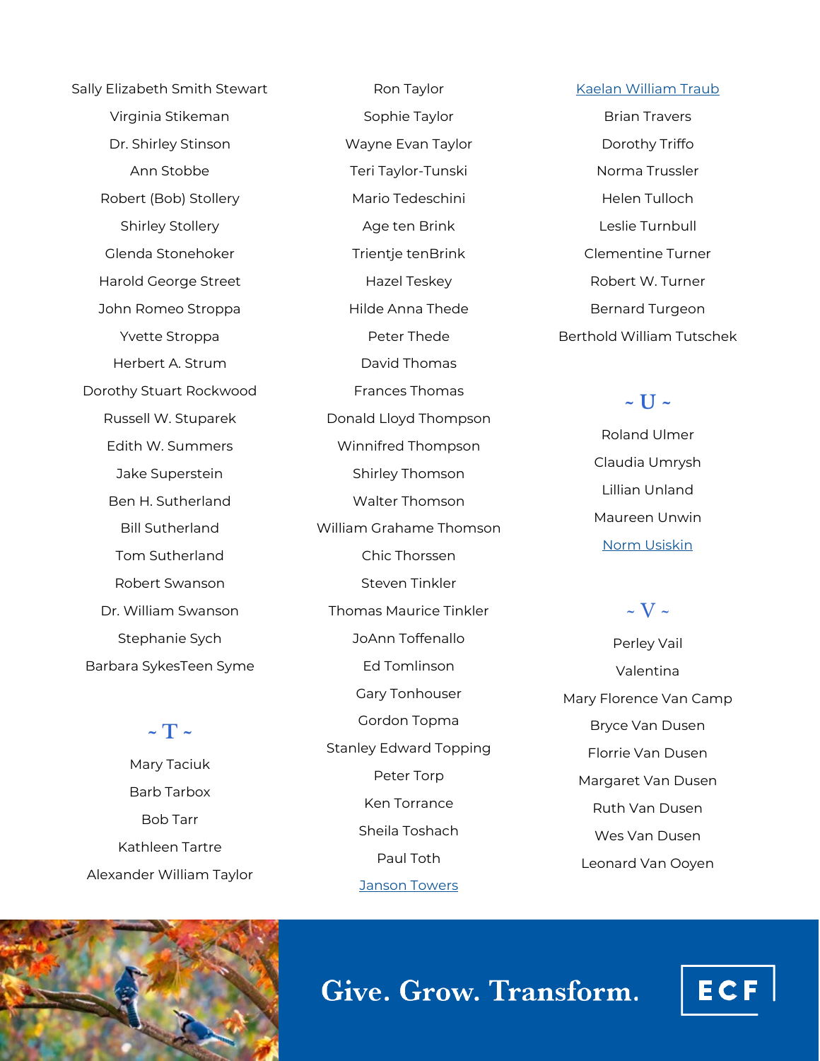Sally Elizabeth Smith Stewart

Virginia Stikeman

Dr. Shirley Stinson

Ann Stobbe

Robert (Bob) Stollery

Shirley Stollery

Glenda Stonehoker

Harold George Street

John Romeo Stroppa

Yvette Stroppa

Herbert A. Strum

Dorothy Stuart Rockwood

Russell W. Stuparek

Edith W. Summers

Jake Superstein

Ben H. Sutherland

Bill Sutherland

Tom Sutherland

Robert Swanson

Dr. William Swanson

Stephanie Sych

Barbara SykesTeen Syme

## ~ T ~

Mary Taciuk

Barb Tarbox

Bob Tarr

Kathleen Tartre

Alexander William Taylor

Ron Taylor

Sophie Taylor

Wayne Evan Taylor

Teri Taylor-Tunski

Mario Tedeschini

Age ten Brink

Trientje tenBrink

Hazel Teskey

Hilde Anna Thede

Peter Thede

David Thomas

Frances Thomas

Donald Lloyd Thompson

Winnifred Thompson

Shirley Thomson

Walter Thomson

William Grahame Thomson

Chic Thorssen

Steven Tinkler

Thomas Maurice Tinkler

JoAnn Toffenallo

Ed Tomlinson

Gary Tonhouser

Gordon Topma

Stanley Edward Topping

Peter Torp

Ken Torrance

Sheila Toshach

Paul Toth

Janson Towers

Kaelan William Traub

Brian Travers

Dorothy Triffo

Norma Trussler

Helen Tulloch

Leslie Turnbull

Clementine Turner

Robert W. Turner

Bernard Turgeon

Berthold William Tutschek

## ~ U ~

Roland Ulmer

Claudia Umrysh

Lillian Unland

Maureen Unwin

Norm Usiskin

## ~ V ~

Perley Vail

Valentina

Mary Florence Van Camp

Bryce Van Dusen

Florrie Van Dusen

Margaret Van Dusen

Ruth Van Dusen

Wes Van Dusen

Leonard Van Ooyen

Give. Grow. Transform.

ECF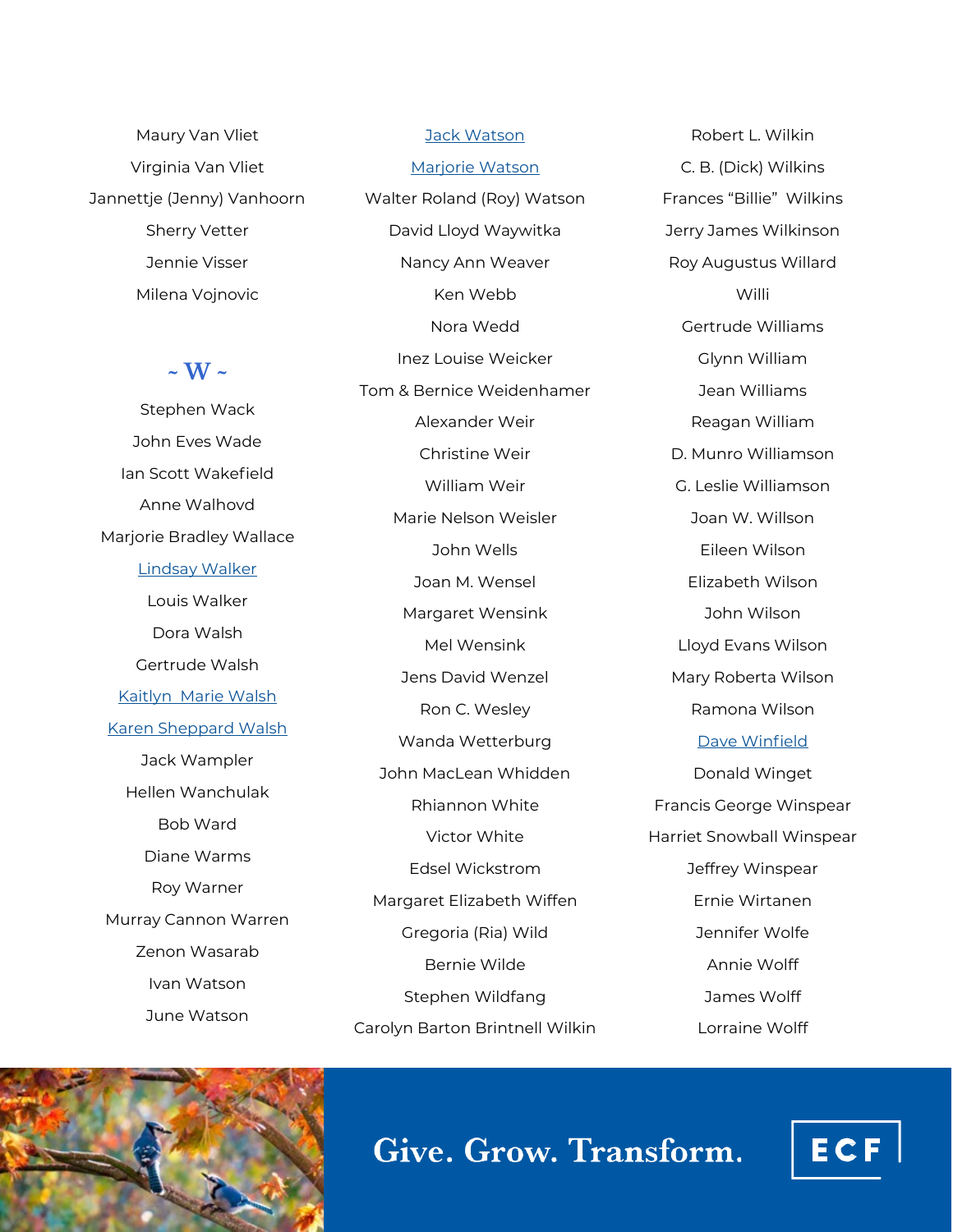Maury Van Vliet

Virginia Van Vliet

Jannettje (Jenny) Vanhoorn

Sherry Vetter

Jennie Visser

Milena Vojnovic

## ~ W ~

Stephen Wack

John Eves Wade

Ian Scott Wakefield

Anne Walhovd

Marjorie Bradley Wallace

Lindsay Walker

Louis Walker

Dora Walsh

Gertrude Walsh

Kaitlyn Marie Walsh

Karen Sheppard Walsh

Jack Wampler

Hellen Wanchulak

Bob Ward

Diane Warms

Roy Warner

Murray Cannon Warren

Zenon Wasarab

Ivan Watson

June Watson

Jack Watson

Marjorie Watson

Walter Roland (Roy) Watson

David Lloyd Waywitka

Nancy Ann Weaver

Ken Webb

Nora Wedd

Inez Louise Weicker

Tom & Bernice Weidenhamer

Alexander Weir

Christine Weir

William Weir

Marie Nelson Weisler

John Wells

Joan M. Wensel

Margaret Wensink

Mel Wensink

Jens David Wenzel

Ron C. Wesley

Wanda Wetterburg

John MacLean Whidden

Rhiannon White

Victor White

Edsel Wickstrom

Margaret Elizabeth Wiffen

Gregoria (Ria) Wild

Bernie Wilde

Stephen Wildfang

Carolyn Barton Brintnell Wilkin

Robert L. Wilkin

C. B. (Dick) Wilkins

Frances "Billie" Wilkins

Jerry James Wilkinson

Roy Augustus Willard

Willi

Gertrude Williams

Glynn William

Jean Williams

Reagan William

D. Munro Williamson

G. Leslie Williamson

Joan W. Willson

Eileen Wilson

Elizabeth Wilson

John Wilson

Lloyd Evans Wilson

Mary Roberta Wilson

Ramona Wilson

Dave Winfield

Donald Winget

Francis George Winspear

Harriet Snowball Winspear

Jeffrey Winspear

Ernie Wirtanen

Jennifer Wolfe

Annie Wolff

James Wolff

Lorraine Wolff

Give. Grow. Transform.

ECF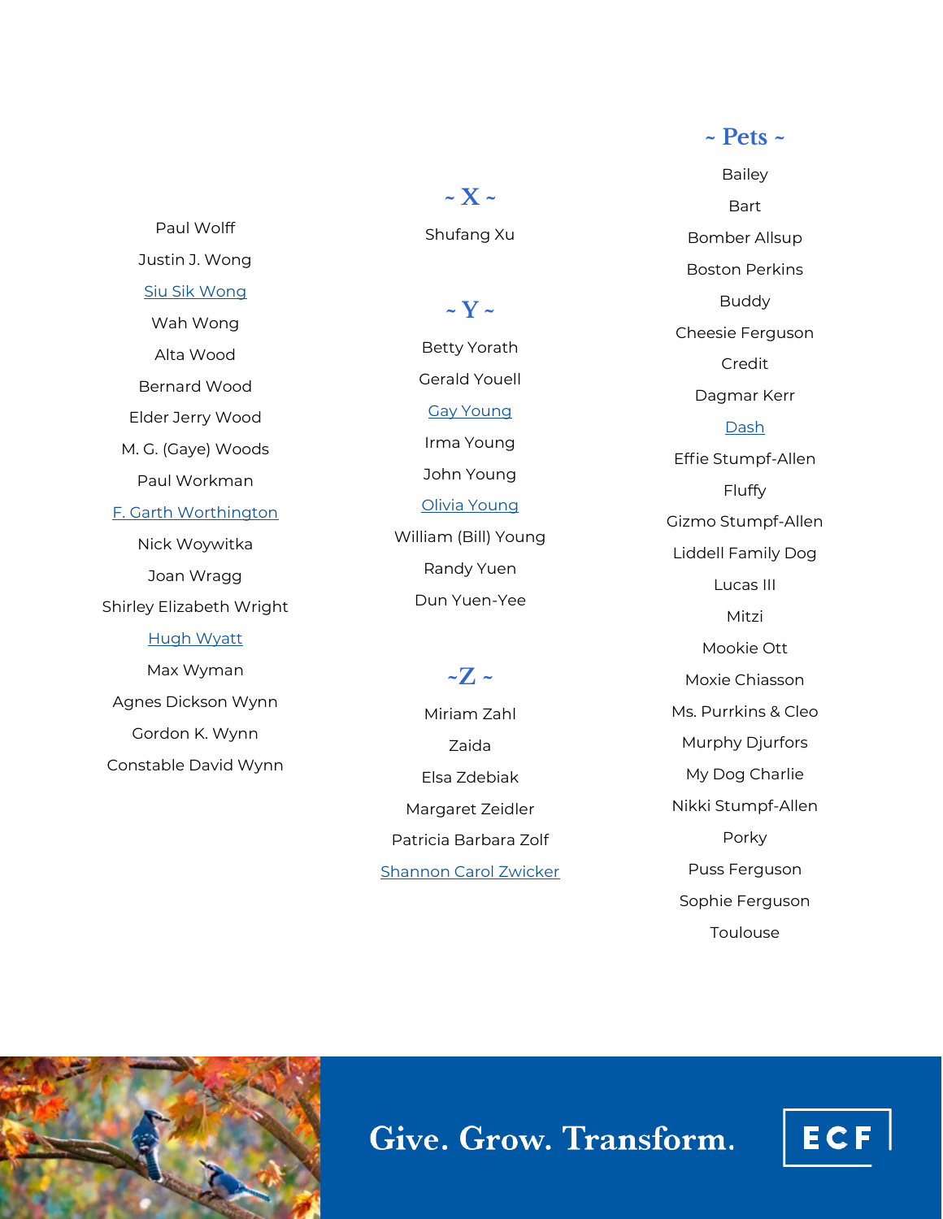Paul Wolff

Justin J. Wong

Siu Sik Wong

Wah Wong

Alta Wood

Bernard Wood

Elder Jerry Wood

M. G. (Gaye) Woods

Paul Workman

F. Garth Worthington

Nick Woywitka

Joan Wragg

Shirley Elizabeth Wright

Hugh Wyatt

Max Wyman

Agnes Dickson Wynn

Gordon K. Wynn

Constable David Wynn

## ~ X ~

Shufang Xu

## ~ Y ~

Betty Yorath

Gerald Youell

Gay Young

Irma Young

John Young

Olivia Young

William (Bill) Young

Randy Yuen

Dun Yuen-Yee

## ~Z ~

Miriam Zahl

Zaida

Elsa Zdebiak

Margaret Zeidler

Patricia Barbara Zolf

Shannon Carol Zwicker

## ~ Pets ~

Bailey

Bart

Bomber Allsup

Boston Perkins

Buddy

Cheesie Ferguson

Credit

Dagmar Kerr

Dash

Effie Stumpf-Allen

Fluffy

Gizmo Stumpf-Allen

Liddell Family Dog

Lucas III

Mitzi

Mookie Ott

Moxie Chiasson

Ms. Purrkins & Cleo

Murphy Djurfors

My Dog Charlie

Nikki Stumpf-Allen

Porky

Puss Ferguson

Sophie Ferguson

Toulouse

Give. Grow. Transform.

ECF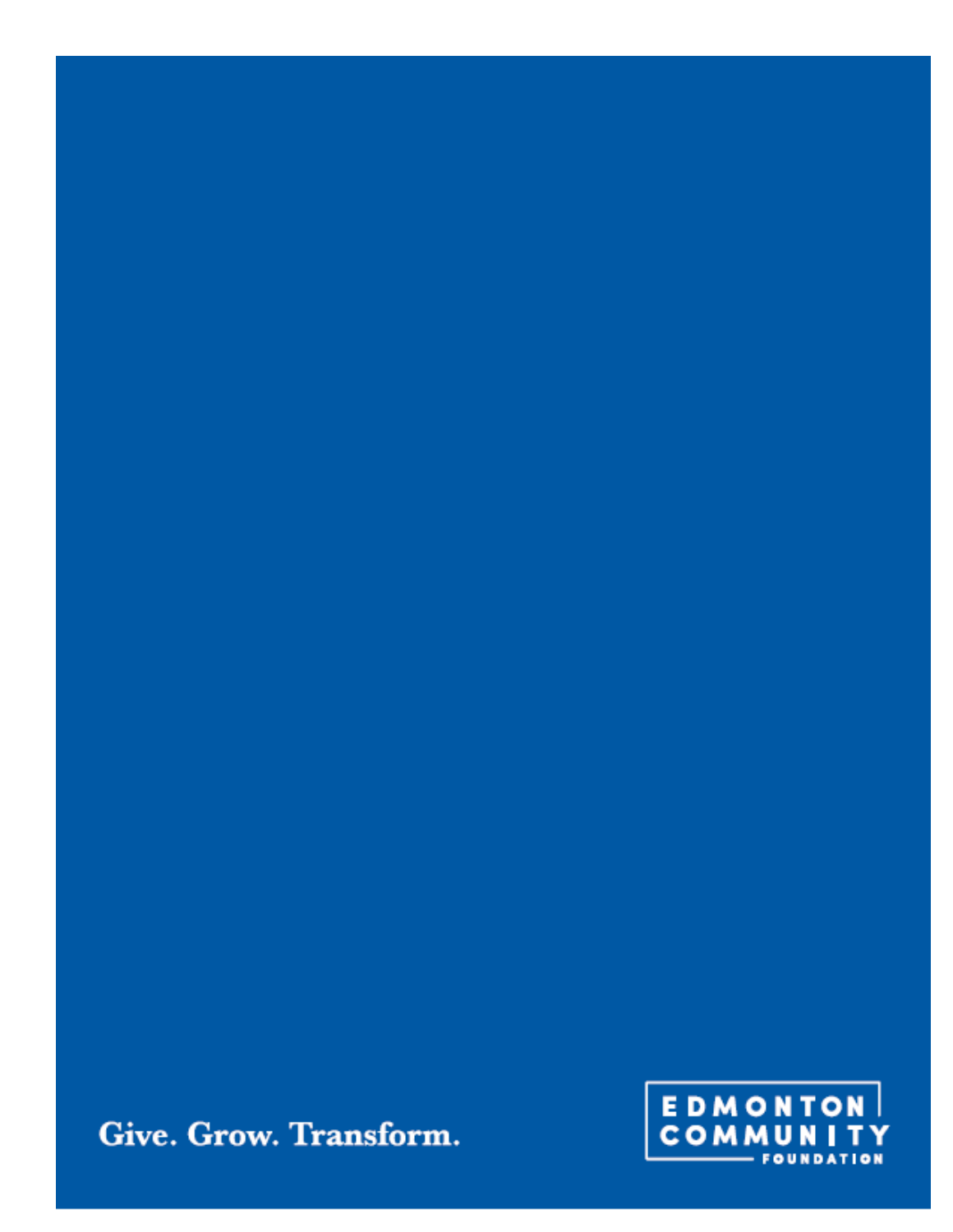Give. Grow. Transform.

EDMONTON COMMUNITY FOUNDATION